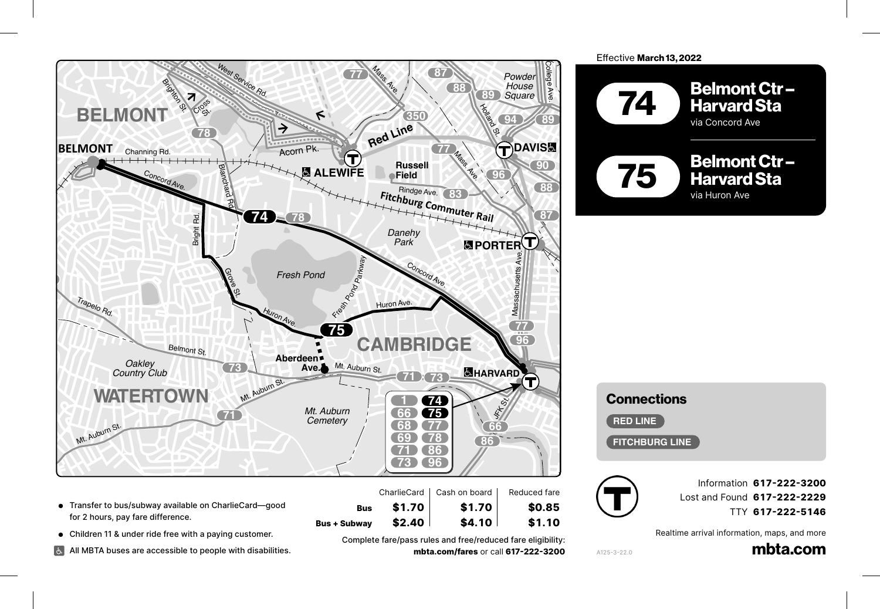Effective **March 13, 2022**

# 74 Belmont Ctr – Harvard Sta

via Concord Ave

# 75 Belmont Ctr – Harvard Sta

via Huron Ave

## Connections

- RED LINE
- FITCHBURG LINE

- Transfer to bus/subway available on CharlieCard—good for 2 hours, pay fare difference.
- Children 11 & under ride free with a paying customer.
- All MBTA buses are accessible to people with disabilities.

| | CharlieCard | Cash on board | Reduced fare |
|---|---|---|---|
| **Bus** | **$1.70** | **$1.70** | **$0.85** |
| **Bus + Subway** | **$2.40** | **$4.10** | **$1.10** |

Complete fare/pass rules and free/reduced fare eligibility: **mbta.com/fares** or call **617-222-3200**

Information **617-222-3200**
Lost and Found **617-222-2229**
TTY **617-222-5146**

Realtime arrival information, maps, and more

**mbta.com**

A125-3-22.0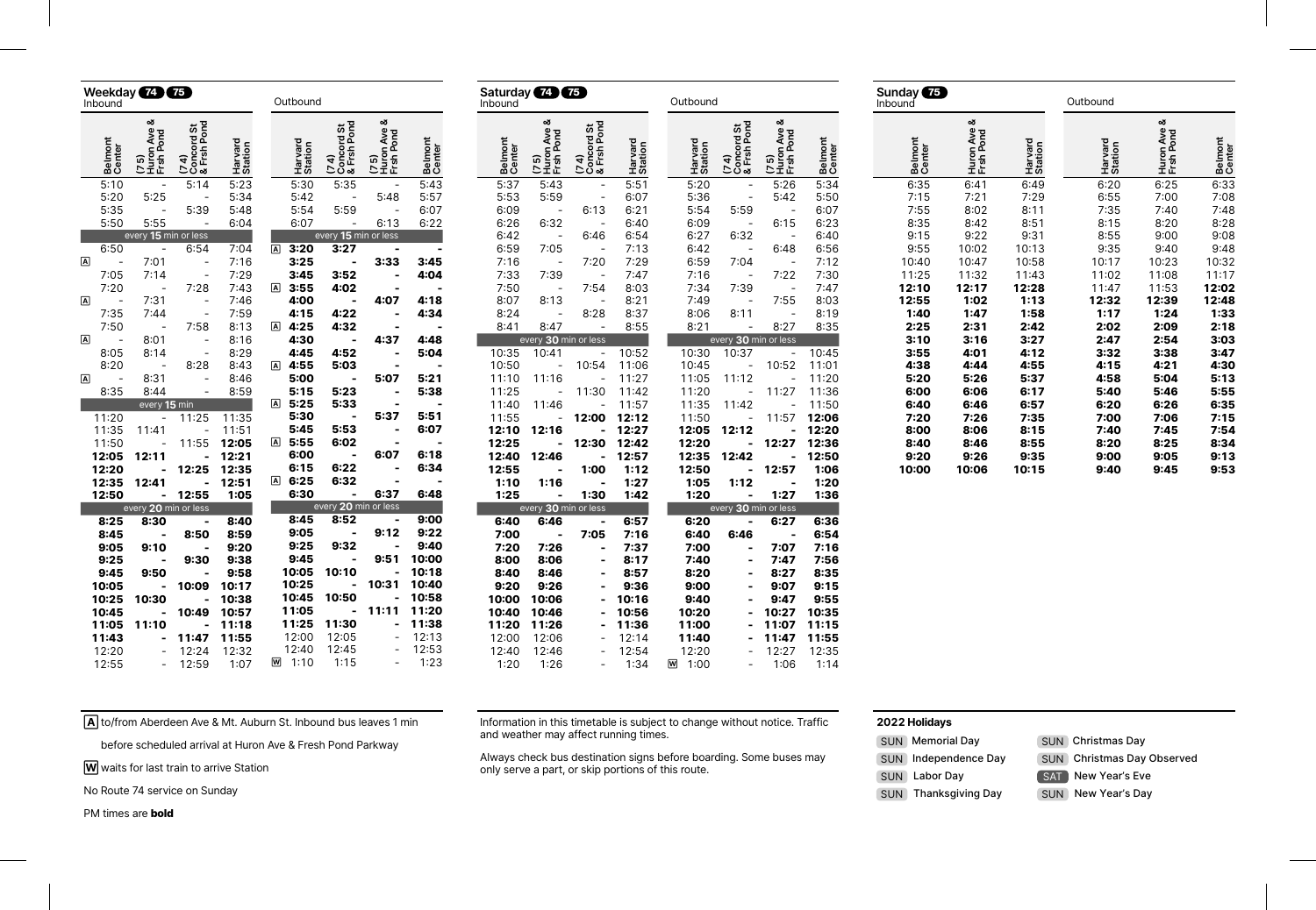## Weekday 74 75

### Inbound

| | Belmont Center | (75) Huron Ave & Frsh Pond | (74) Concord St & Frsh Pond | Harvard Station |
|---|---|---|---|---|
| | 5:10 | - | 5:14 | 5:23 |
| | 5:20 | 5:25 | - | 5:34 |
| | 5:35 | - | 5:39 | 5:48 |
| | 5:50 | 5:55 | - | 6:04 |
| | every 15 min or less | | | |
| | 6:50 | - | 6:54 | 7:04 |
| A | - | 7:01 | - | 7:16 |
| | 7:05 | 7:14 | - | 7:29 |
| | 7:20 | - | 7:28 | 7:43 |
| A | - | 7:31 | - | 7:46 |
| | 7:35 | 7:44 | - | 7:59 |
| | 7:50 | - | 7:58 | 8:13 |
| A | - | 8:01 | - | 8:16 |
| | 8:05 | 8:14 | - | 8:29 |
| | 8:20 | - | 8:28 | 8:43 |
| A | - | 8:31 | - | 8:46 |
| | 8:35 | 8:44 | - | 8:59 |
| | every 15 min | | | |
| | 11:20 | - | 11:25 | 11:35 |
| | 11:35 | 11:41 | - | 11:51 |
| | 11:50 | - | 11:55 | **12:05** |
| | **12:05** | **12:11** | - | **12:21** |
| | **12:20** | - | **12:25** | **12:35** |
| | **12:35** | **12:41** | - | **12:51** |
| | **12:50** | - | **12:55** | **1:05** |
| | every 20 min or less | | | |
| | **8:25** | **8:30** | - | **8:40** |
| | **8:45** | - | **8:50** | **8:59** |
| | **9:05** | **9:10** | - | **9:20** |
| | **9:25** | - | **9:30** | **9:38** |
| | **9:45** | **9:50** | - | **9:58** |
| | **10:05** | - | **10:09** | **10:17** |
| | **10:25** | **10:30** | - | **10:38** |
| | **10:45** | - | **10:49** | **10:57** |
| | **11:05** | **11:10** | - | **11:18** |
| | **11:43** | - | **11:47** | **11:55** |
| | 12:20 | - | 12:24 | 12:32 |
| | 12:55 | - | 12:59 | 1:07 |

### Outbound

| | Harvard Station | (74) Concord St & Frsh Pond | (75) Huron Ave & Frsh Pond | Belmont Center |
|---|---|---|---|---|
| | 5:30 | 5:35 | - | 5:43 |
| | 5:42 | - | 5:48 | 5:57 |
| | 5:54 | 5:59 | - | 6:07 |
| | 6:07 | - | 6:13 | 6:22 |
| | every 15 min or less | | | |
| A | **3:20** | **3:27** | - | - |
| | **3:25** | - | **3:33** | **3:45** |
| | **3:45** | **3:52** | - | **4:04** |
| A | **3:55** | **4:02** | - | - |
| | **4:00** | - | **4:07** | **4:18** |
| | **4:15** | **4:22** | - | **4:34** |
| A | **4:25** | **4:32** | - | - |
| | **4:30** | - | **4:37** | **4:48** |
| | **4:45** | **4:52** | - | **5:04** |
| A | **4:55** | **5:03** | - | - |
| | **5:00** | - | **5:07** | **5:21** |
| | **5:15** | **5:23** | - | **5:38** |
| A | **5:25** | **5:33** | - | - |
| | **5:30** | - | **5:37** | **5:51** |
| | **5:45** | **5:53** | - | **6:07** |
| A | **5:55** | **6:02** | - | - |
| | **6:00** | - | **6:07** | **6:18** |
| | **6:15** | **6:22** | - | **6:34** |
| A | **6:25** | **6:32** | - | - |
| | **6:30** | - | **6:37** | **6:48** |
| | every 20 min or less | | | |
| | **8:45** | **8:52** | - | **9:00** |
| | **9:05** | - | **9:12** | **9:22** |
| | **9:25** | **9:32** | - | **9:40** |
| | **9:45** | - | **9:51** | **10:00** |
| | **10:05** | **10:10** | - | **10:18** |
| | **10:25** | - | **10:31** | **10:40** |
| | **10:45** | **10:50** | - | **10:58** |
| | **11:05** | - | **11:11** | **11:20** |
| | **11:25** | **11:30** | - | **11:38** |
| | 12:00 | 12:05 | - | 12:13 |
| | 12:40 | 12:45 | - | 12:53 |
| W | 1:10 | 1:15 | - | 1:23 |

## Saturday 74 75

### Inbound

| | Belmont Center | (75) Huron Ave & Frsh Pond | (74) Concord St & Frsh Pond | Harvard Station |
|---|---|---|---|---|
| | 5:37 | 5:43 | - | 5:51 |
| | 5:53 | 5:59 | - | 6:07 |
| | 6:09 | - | 6:13 | 6:21 |
| | 6:26 | 6:32 | - | 6:40 |
| | 6:42 | - | 6:46 | 6:54 |
| | 6:59 | 7:05 | - | 7:13 |
| | 7:16 | - | 7:20 | 7:29 |
| | 7:33 | 7:39 | - | 7:47 |
| | 7:50 | - | 7:54 | 8:03 |
| | 8:07 | 8:13 | - | 8:21 |
| | 8:24 | - | 8:28 | 8:37 |
| | 8:41 | 8:47 | - | 8:55 |
| | every 30 min or less | | | |
| | 10:35 | 10:41 | - | 10:52 |
| | 10:50 | - | 10:54 | 11:06 |
| | 11:10 | 11:16 | - | 11:27 |
| | 11:25 | - | 11:30 | 11:42 |
| | 11:40 | 11:46 | - | 11:57 |
| | 11:55 | - | **12:00** | **12:12** |
| | **12:10** | **12:16** | - | **12:27** |
| | **12:25** | - | **12:30** | **12:42** |
| | **12:40** | **12:46** | - | **12:57** |
| | **12:55** | - | **1:00** | **1:12** |
| | **1:10** | **1:16** | - | **1:27** |
| | **1:25** | - | **1:30** | **1:42** |
| | every 30 min or less | | | |
| | **6:40** | **6:46** | - | **6:57** |
| | **7:00** | - | **7:05** | **7:16** |
| | **7:20** | **7:26** | - | **7:37** |
| | **8:00** | **8:06** | - | **8:17** |
| | **8:40** | **8:46** | - | **8:57** |
| | **9:20** | **9:26** | - | **9:36** |
| | **10:00** | **10:06** | - | **10:16** |
| | **10:40** | **10:46** | - | **10:56** |
| | **11:20** | **11:26** | - | **11:36** |
| | 12:00 | 12:06 | - | 12:14 |
| | 12:40 | 12:46 | - | 12:54 |
| | 1:20 | 1:26 | - | 1:34 |

### Outbound

| | Harvard Station | (74) Concord St & Frsh Pond | (75) Huron Ave & Frsh Pond | Belmont Center |
|---|---|---|---|---|
| | 5:20 | - | 5:26 | 5:34 |
| | 5:36 | - | 5:42 | 5:50 |
| | 5:54 | 5:59 | - | 6:07 |
| | 6:09 | - | 6:15 | 6:23 |
| | 6:27 | 6:32 | - | 6:40 |
| | 6:42 | - | 6:48 | 6:56 |
| | 6:59 | 7:04 | - | 7:12 |
| | 7:16 | - | 7:22 | 7:30 |
| | 7:34 | 7:39 | - | 7:47 |
| | 7:49 | - | 7:55 | 8:03 |
| | 8:06 | 8:11 | - | 8:19 |
| | 8:21 | - | 8:27 | 8:35 |
| | every 30 min or less | | | |
| | 10:30 | 10:37 | - | 10:45 |
| | 10:45 | - | 10:52 | 11:01 |
| | 11:05 | 11:12 | - | 11:20 |
| | 11:20 | - | 11:27 | 11:36 |
| | 11:35 | 11:42 | - | 11:50 |
| | 11:50 | - | 11:57 | **12:06** |
| | **12:05** | **12:12** | - | **12:20** |
| | **12:20** | - | **12:27** | **12:36** |
| | **12:35** | **12:42** | - | **12:50** |
| | **12:50** | - | **12:57** | **1:06** |
| | **1:05** | **1:12** | - | **1:20** |
| | **1:20** | - | **1:27** | **1:36** |
| | every 30 min or less | | | |
| | **6:20** | - | **6:27** | **6:36** |
| | **6:40** | **6:46** | - | **6:54** |
| | **7:00** | - | **7:07** | **7:16** |
| | **7:40** | - | **7:47** | **7:56** |
| | **8:20** | - | **8:27** | **8:35** |
| | **9:00** | - | **9:07** | **9:15** |
| | **9:40** | - | **9:47** | **9:55** |
| | **10:20** | - | **10:27** | **10:35** |
| | **11:00** | - | **11:07** | **11:15** |
| | **11:40** | - | **11:47** | **11:55** |
| | 12:20 | - | 12:27 | 12:35 |
| W | 1:00 | - | 1:06 | 1:14 |

## Sunday 75

### Inbound

| Belmont Center | Huron Ave & Frsh Pond | Harvard Station |
|---|---|---|
| 6:35 | 6:41 | 6:49 |
| 7:15 | 7:21 | 7:29 |
| 7:55 | 8:02 | 8:11 |
| 8:35 | 8:42 | 8:51 |
| 9:15 | 9:22 | 9:31 |
| 9:55 | 10:02 | 10:13 |
| 10:40 | 10:47 | 10:58 |
| 11:25 | 11:32 | 11:43 |
| **12:10** | **12:17** | **12:28** |
| **12:55** | **1:02** | **1:13** |
| **1:40** | **1:47** | **1:58** |
| **2:25** | **2:31** | **2:42** |
| **3:10** | **3:16** | **3:27** |
| **3:55** | **4:01** | **4:12** |
| **4:38** | **4:44** | **4:55** |
| **5:20** | **5:26** | **5:37** |
| **6:00** | **6:06** | **6:17** |
| **6:40** | **6:46** | **6:57** |
| **7:20** | **7:26** | **7:35** |
| **8:00** | **8:06** | **8:15** |
| **8:40** | **8:46** | **8:55** |
| **9:20** | **9:26** | **9:35** |
| **10:00** | **10:06** | **10:15** |

### Outbound

| Harvard Station | Huron Ave & Frsh Pond | Belmont Center |
|---|---|---|
| 6:20 | 6:25 | 6:33 |
| 6:55 | 7:00 | 7:08 |
| 7:35 | 7:40 | 7:48 |
| 8:15 | 8:20 | 8:28 |
| 8:55 | 9:00 | 9:08 |
| 9:35 | 9:40 | 9:48 |
| 10:17 | 10:23 | 10:32 |
| 11:02 | 11:08 | 11:17 |
| 11:47 | 11:53 | **12:02** |
| **12:32** | **12:39** | **12:48** |
| **1:17** | **1:24** | **1:33** |
| **2:02** | **2:09** | **2:18** |
| **2:47** | **2:54** | **3:03** |
| **3:32** | **3:38** | **3:47** |
| **4:15** | **4:21** | **4:30** |
| **4:58** | **5:04** | **5:13** |
| **5:40** | **5:46** | **5:55** |
| **6:20** | **6:26** | **6:35** |
| **7:00** | **7:06** | **7:15** |
| **7:40** | **7:45** | **7:54** |
| **8:20** | **8:25** | **8:34** |
| **9:00** | **9:05** | **9:13** |
| **9:40** | **9:45** | **9:53** |

A to/from Aberdeen Ave & Mt. Auburn St. Inbound bus leaves 1 min before scheduled arrival at Huron Ave & Fresh Pond Parkway

W waits for last train to arrive Station

No Route 74 service on Sunday

PM times are **bold**

Information in this timetable is subject to change without notice. Traffic and weather may affect running times.

Always check bus destination signs before boarding. Some buses may only serve a part, or skip portions of this route.

### 2022 Holidays

| Schedule | Holiday |
|---|---|
| SUN | Memorial Day |
| SUN | Independence Day |
| SUN | Labor Day |
| SUN | Thanksgiving Day |
| SUN | Christmas Day |
| SUN | Christmas Day Observed |
| SAT | New Year's Eve |
| SUN | New Year's Day |